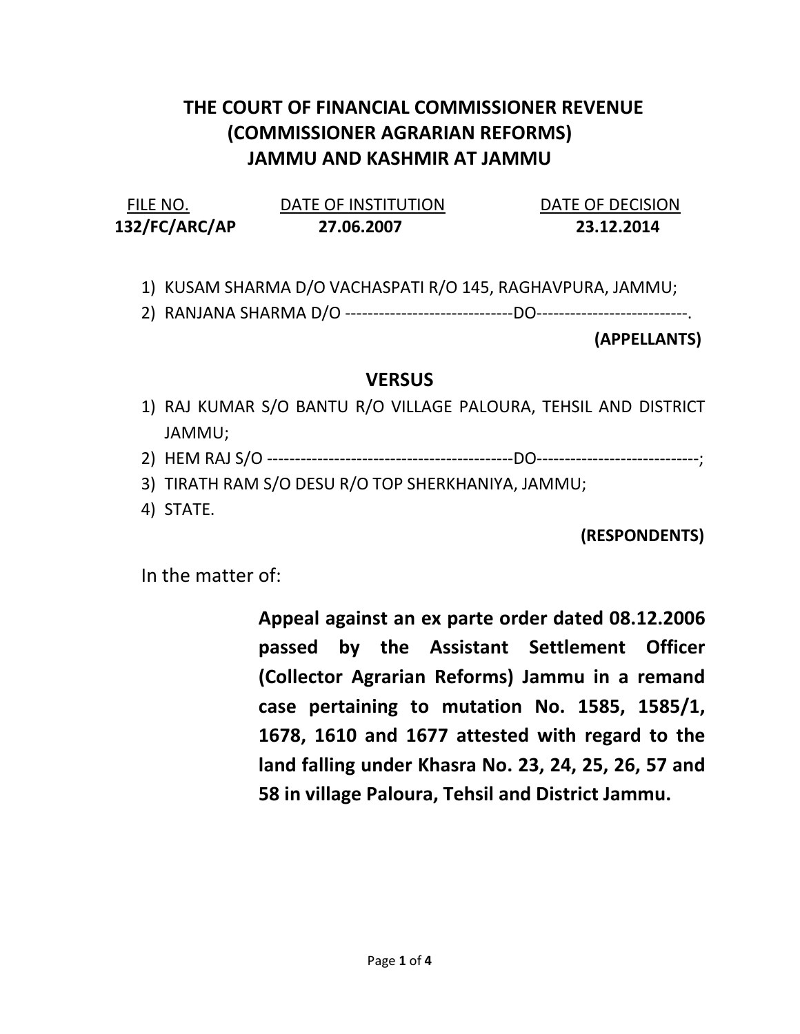# THE COURT OF FINANCIAL COMMISSIONER REVENUE (COMMISSIONER AGRARIAN REFORMS) JAMMU AND KASHMIR AT JAMMU

| FILE NO. | DATE OF INSTITUTION | DATE OF DECISION |
| --- | --- | --- |
| **132/FC/ARC/AP** | **27.06.2007** | **23.12.2014** |

1) KUSAM SHARMA D/O VACHASPATI R/O 145, RAGHAVPURA, JAMMU;
2) RANJANA SHARMA D/O -----------------------------DO--------------------------.

**(APPELLANTS)**

## VERSUS

1) RAJ KUMAR S/O BANTU R/O VILLAGE PALOURA, TEHSIL AND DISTRICT JAMMU;
2) HEM RAJ S/O -------------------------------------------DO----------------------------;
3) TIRATH RAM S/O DESU R/O TOP SHERKHANIYA, JAMMU;
4) STATE.

**(RESPONDENTS)**

In the matter of:

**Appeal against an ex parte order dated 08.12.2006 passed by the Assistant Settlement Officer (Collector Agrarian Reforms) Jammu in a remand case pertaining to mutation No. 1585, 1585/1, 1678, 1610 and 1677 attested with regard to the land falling under Khasra No. 23, 24, 25, 26, 57 and 58 in village Paloura, Tehsil and District Jammu.**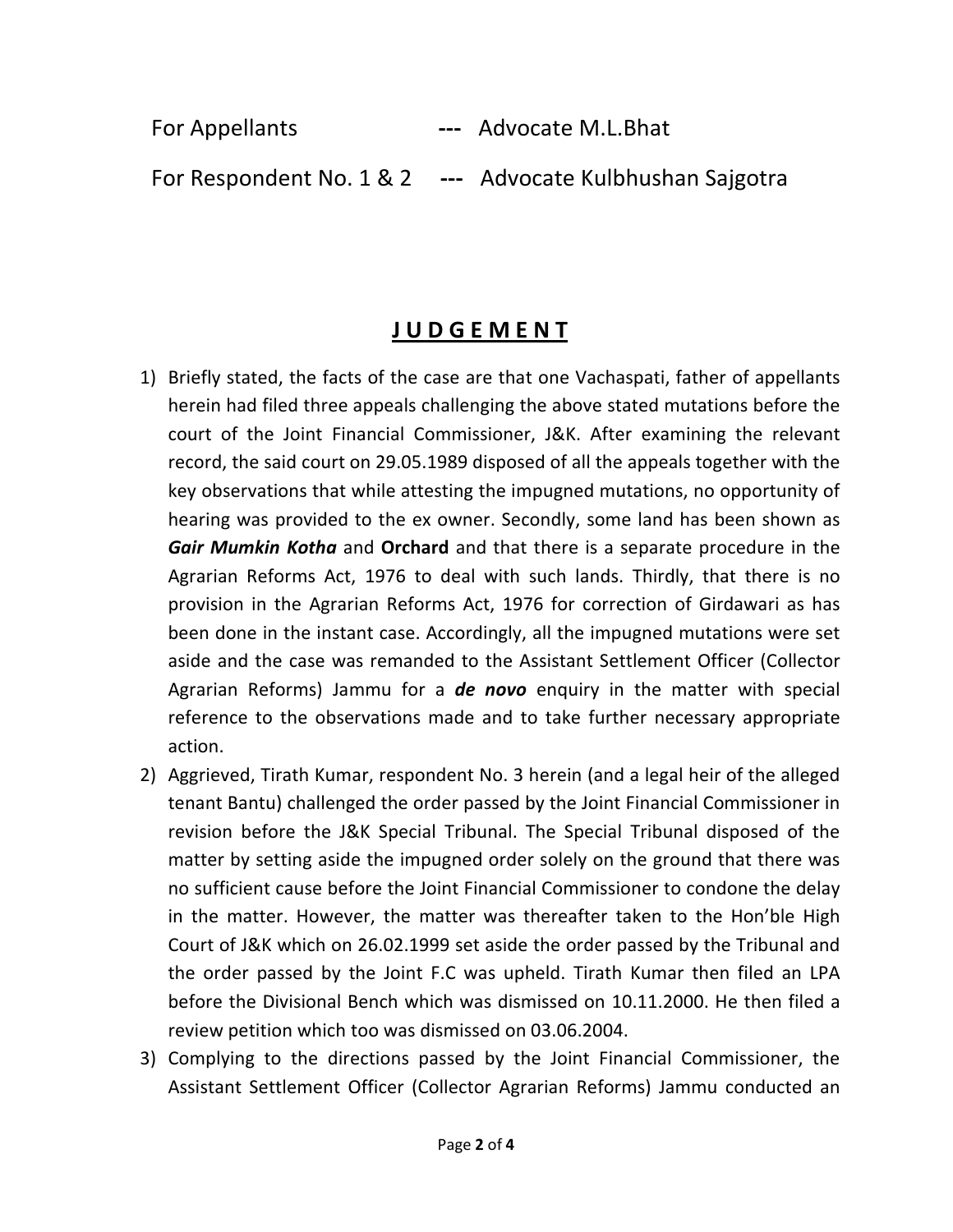For Appellants --- Advocate M.L.Bhat

For Respondent No. 1 & 2 --- Advocate Kulbhushan Sajgotra

# J U D G E M E N T

1) Briefly stated, the facts of the case are that one Vachaspati, father of appellants herein had filed three appeals challenging the above stated mutations before the court of the Joint Financial Commissioner, J&K. After examining the relevant record, the said court on 29.05.1989 disposed of all the appeals together with the key observations that while attesting the impugned mutations, no opportunity of hearing was provided to the ex owner. Secondly, some land has been shown as ***Gair Mumkin Kotha*** and **Orchard** and that there is a separate procedure in the Agrarian Reforms Act, 1976 to deal with such lands. Thirdly, that there is no provision in the Agrarian Reforms Act, 1976 for correction of Girdawari as has been done in the instant case. Accordingly, all the impugned mutations were set aside and the case was remanded to the Assistant Settlement Officer (Collector Agrarian Reforms) Jammu for a ***de novo*** enquiry in the matter with special reference to the observations made and to take further necessary appropriate action.
2) Aggrieved, Tirath Kumar, respondent No. 3 herein (and a legal heir of the alleged tenant Bantu) challenged the order passed by the Joint Financial Commissioner in revision before the J&K Special Tribunal. The Special Tribunal disposed of the matter by setting aside the impugned order solely on the ground that there was no sufficient cause before the Joint Financial Commissioner to condone the delay in the matter. However, the matter was thereafter taken to the Hon'ble High Court of J&K which on 26.02.1999 set aside the order passed by the Tribunal and the order passed by the Joint F.C was upheld. Tirath Kumar then filed an LPA before the Divisional Bench which was dismissed on 10.11.2000. He then filed a review petition which too was dismissed on 03.06.2004.
3) Complying to the directions passed by the Joint Financial Commissioner, the Assistant Settlement Officer (Collector Agrarian Reforms) Jammu conducted an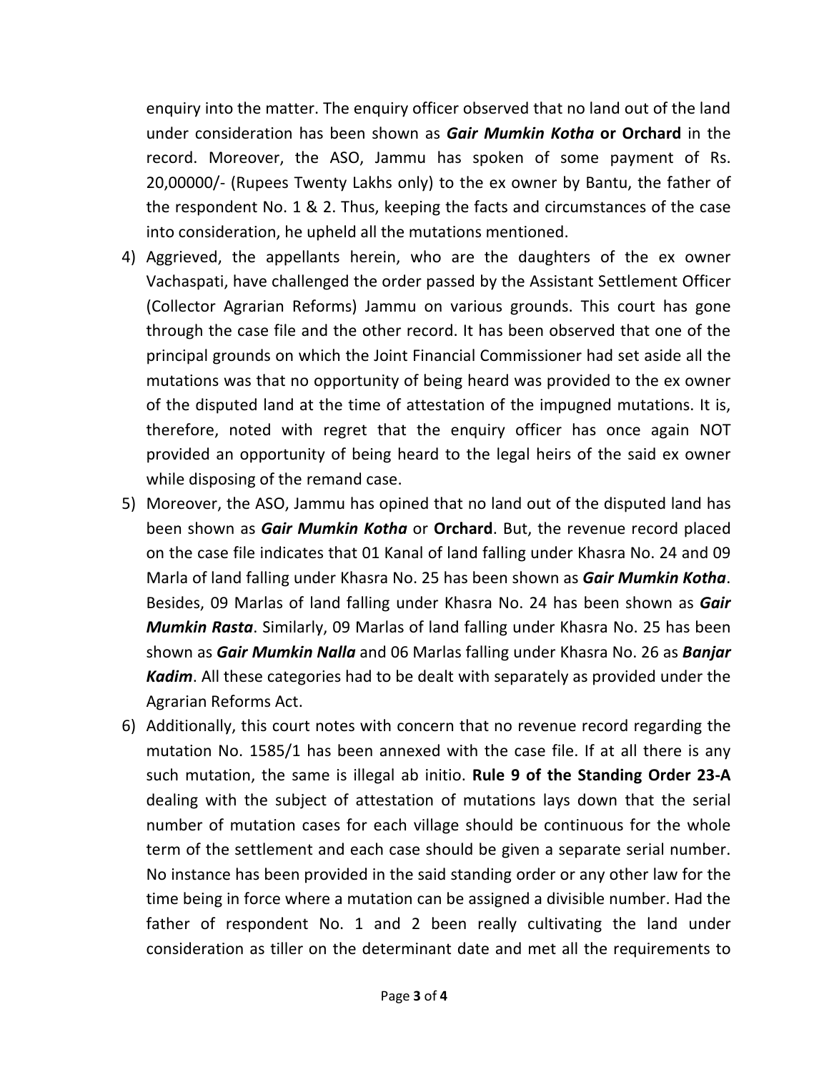enquiry into the matter. The enquiry officer observed that no land out of the land under consideration has been shown as ***Gair Mumkin Kotha*** **or Orchard** in the record. Moreover, the ASO, Jammu has spoken of some payment of Rs. 20,00000/- (Rupees Twenty Lakhs only) to the ex owner by Bantu, the father of the respondent No. 1 & 2. Thus, keeping the facts and circumstances of the case into consideration, he upheld all the mutations mentioned.

4) Aggrieved, the appellants herein, who are the daughters of the ex owner Vachaspati, have challenged the order passed by the Assistant Settlement Officer (Collector Agrarian Reforms) Jammu on various grounds. This court has gone through the case file and the other record. It has been observed that one of the principal grounds on which the Joint Financial Commissioner had set aside all the mutations was that no opportunity of being heard was provided to the ex owner of the disputed land at the time of attestation of the impugned mutations. It is, therefore, noted with regret that the enquiry officer has once again NOT provided an opportunity of being heard to the legal heirs of the said ex owner while disposing of the remand case.

5) Moreover, the ASO, Jammu has opined that no land out of the disputed land has been shown as ***Gair Mumkin Kotha*** or **Orchard**. But, the revenue record placed on the case file indicates that 01 Kanal of land falling under Khasra No. 24 and 09 Marla of land falling under Khasra No. 25 has been shown as ***Gair Mumkin Kotha***. Besides, 09 Marlas of land falling under Khasra No. 24 has been shown as ***Gair Mumkin Rasta***. Similarly, 09 Marlas of land falling under Khasra No. 25 has been shown as ***Gair Mumkin Nalla*** and 06 Marlas falling under Khasra No. 26 as ***Banjar Kadim***. All these categories had to be dealt with separately as provided under the Agrarian Reforms Act.

6) Additionally, this court notes with concern that no revenue record regarding the mutation No. 1585/1 has been annexed with the case file. If at all there is any such mutation, the same is illegal ab initio. **Rule 9 of the Standing Order 23-A** dealing with the subject of attestation of mutations lays down that the serial number of mutation cases for each village should be continuous for the whole term of the settlement and each case should be given a separate serial number. No instance has been provided in the said standing order or any other law for the time being in force where a mutation can be assigned a divisible number. Had the father of respondent No. 1 and 2 been really cultivating the land under consideration as tiller on the determinant date and met all the requirements to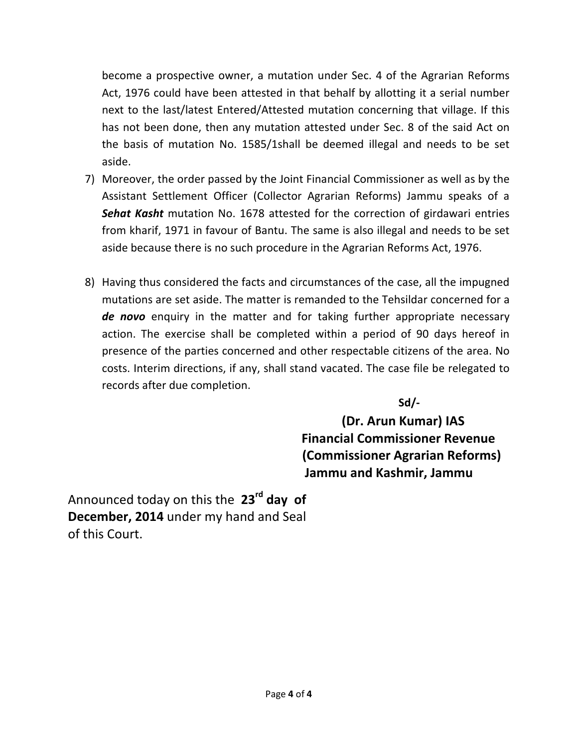become a prospective owner, a mutation under Sec. 4 of the Agrarian Reforms Act, 1976 could have been attested in that behalf by allotting it a serial number next to the last/latest Entered/Attested mutation concerning that village. If this has not been done, then any mutation attested under Sec. 8 of the said Act on the basis of mutation No. 1585/1shall be deemed illegal and needs to be set aside.

7) Moreover, the order passed by the Joint Financial Commissioner as well as by the Assistant Settlement Officer (Collector Agrarian Reforms) Jammu speaks of a ***Sehat Kasht*** mutation No. 1678 attested for the correction of girdawari entries from kharif, 1971 in favour of Bantu. The same is also illegal and needs to be set aside because there is no such procedure in the Agrarian Reforms Act, 1976.

8) Having thus considered the facts and circumstances of the case, all the impugned mutations are set aside. The matter is remanded to the Tehsildar concerned for a ***de novo*** enquiry in the matter and for taking further appropriate necessary action. The exercise shall be completed within a period of 90 days hereof in presence of the parties concerned and other respectable citizens of the area. No costs. Interim directions, if any, shall stand vacated. The case file be relegated to records after due completion.

**Sd/-**

**(Dr. Arun Kumar) IAS**
**Financial Commissioner Revenue**
**(Commissioner Agrarian Reforms)**
**Jammu and Kashmir, Jammu**

Announced today on this the **23rd day of December, 2014** under my hand and Seal of this Court.